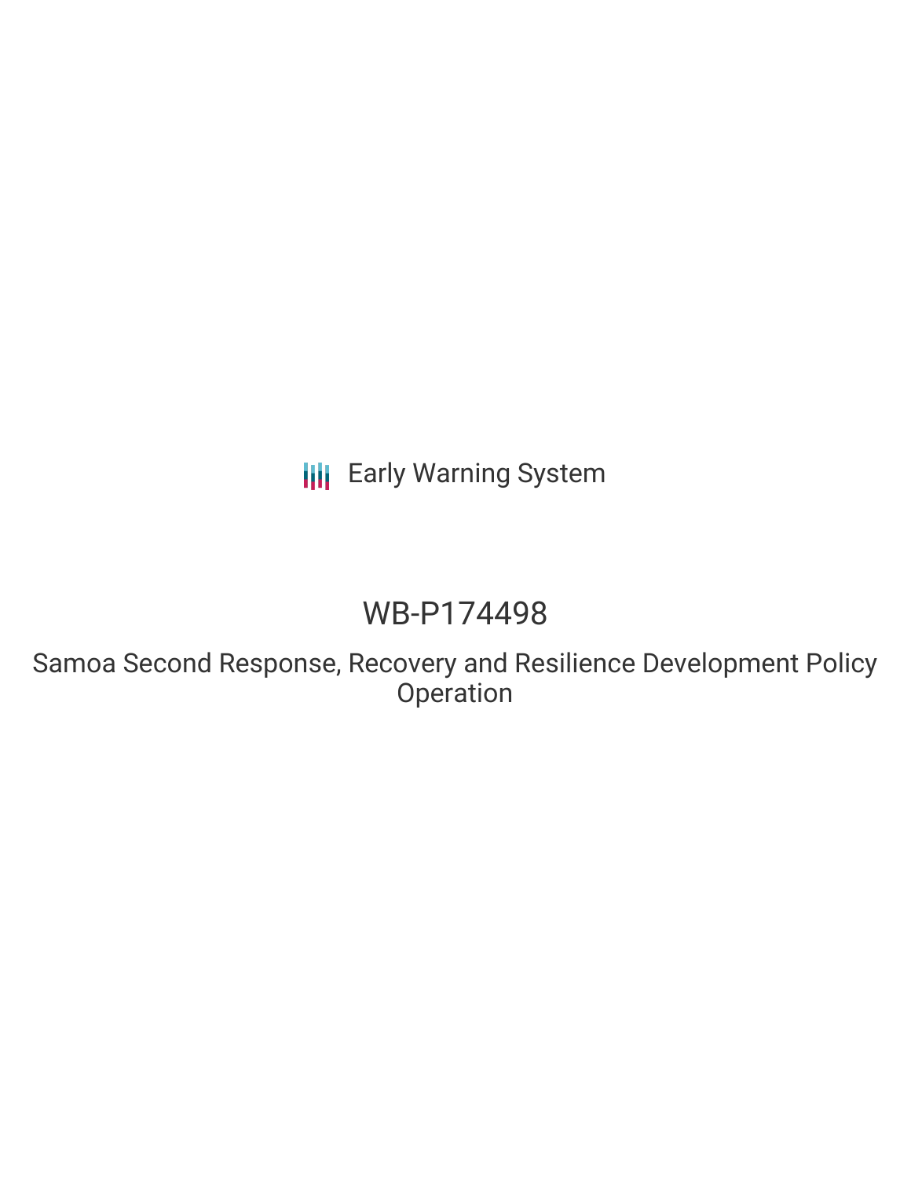Early Warning System

# WB-P174498

## Samoa Second Response, Recovery and Resilience Development Policy Operation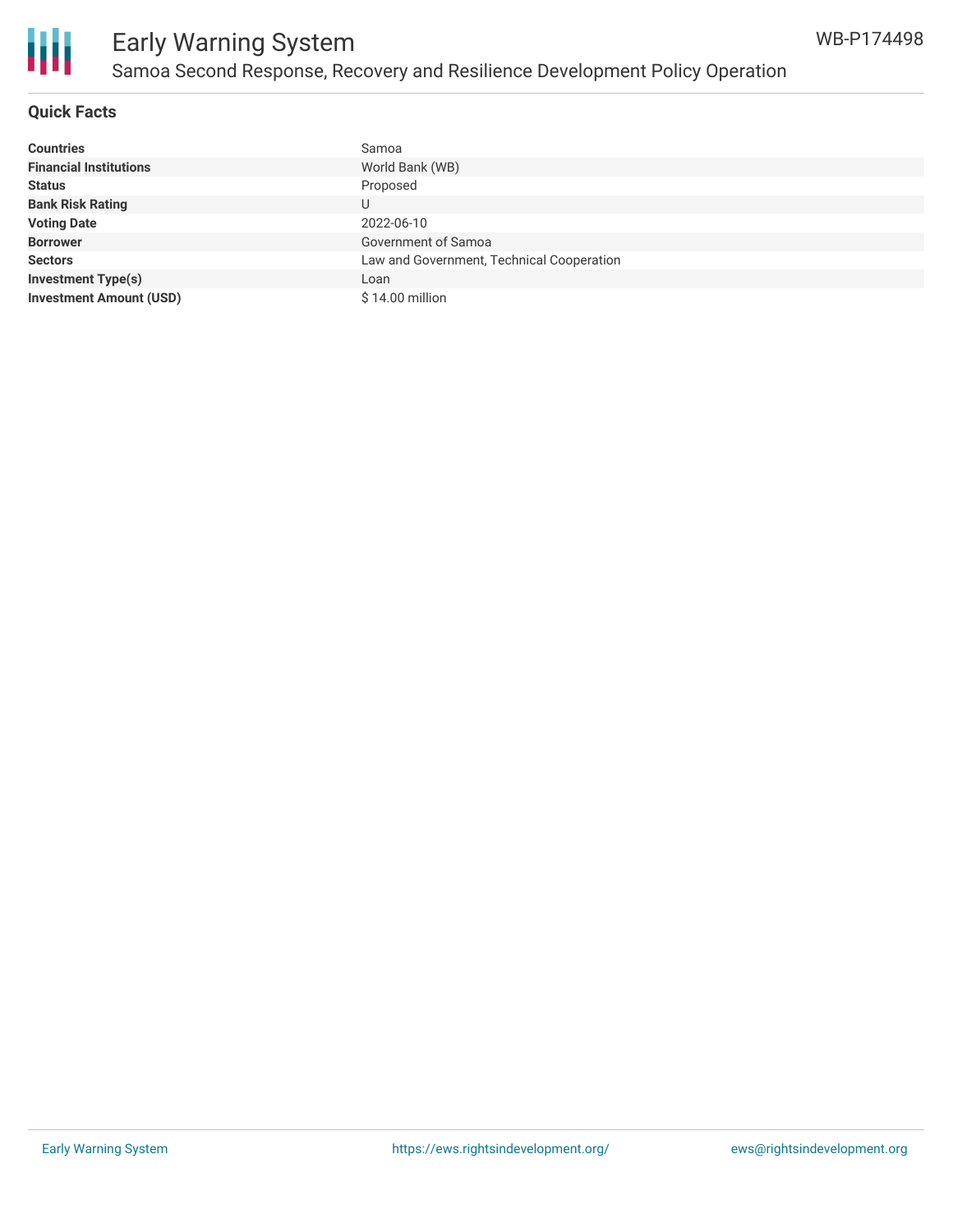# Early Warning System

## Samoa Second Response, Recovery and Resilience Development Policy Operation

WB-P174498

### Quick Facts

| | |
|---|---|
| **Countries** | Samoa |
| **Financial Institutions** | World Bank (WB) |
| **Status** | Proposed |
| **Bank Risk Rating** | U |
| **Voting Date** | 2022-06-10 |
| **Borrower** | Government of Samoa |
| **Sectors** | Law and Government, Technical Cooperation |
| **Investment Type(s)** | Loan |
| **Investment Amount (USD)** | $ 14.00 million |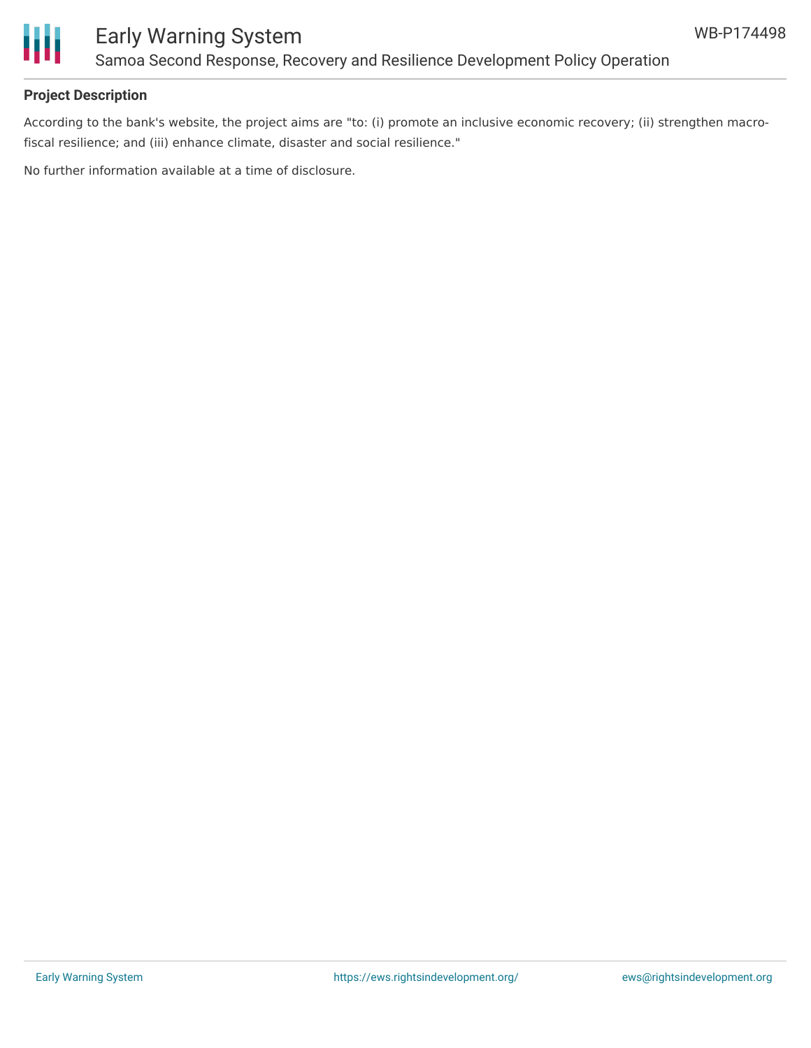**Project Description**

According to the bank's website, the project aims are "to: (i) promote an inclusive economic recovery; (ii) strengthen macro-fiscal resilience; and (iii) enhance climate, disaster and social resilience."

No further information available at a time of disclosure.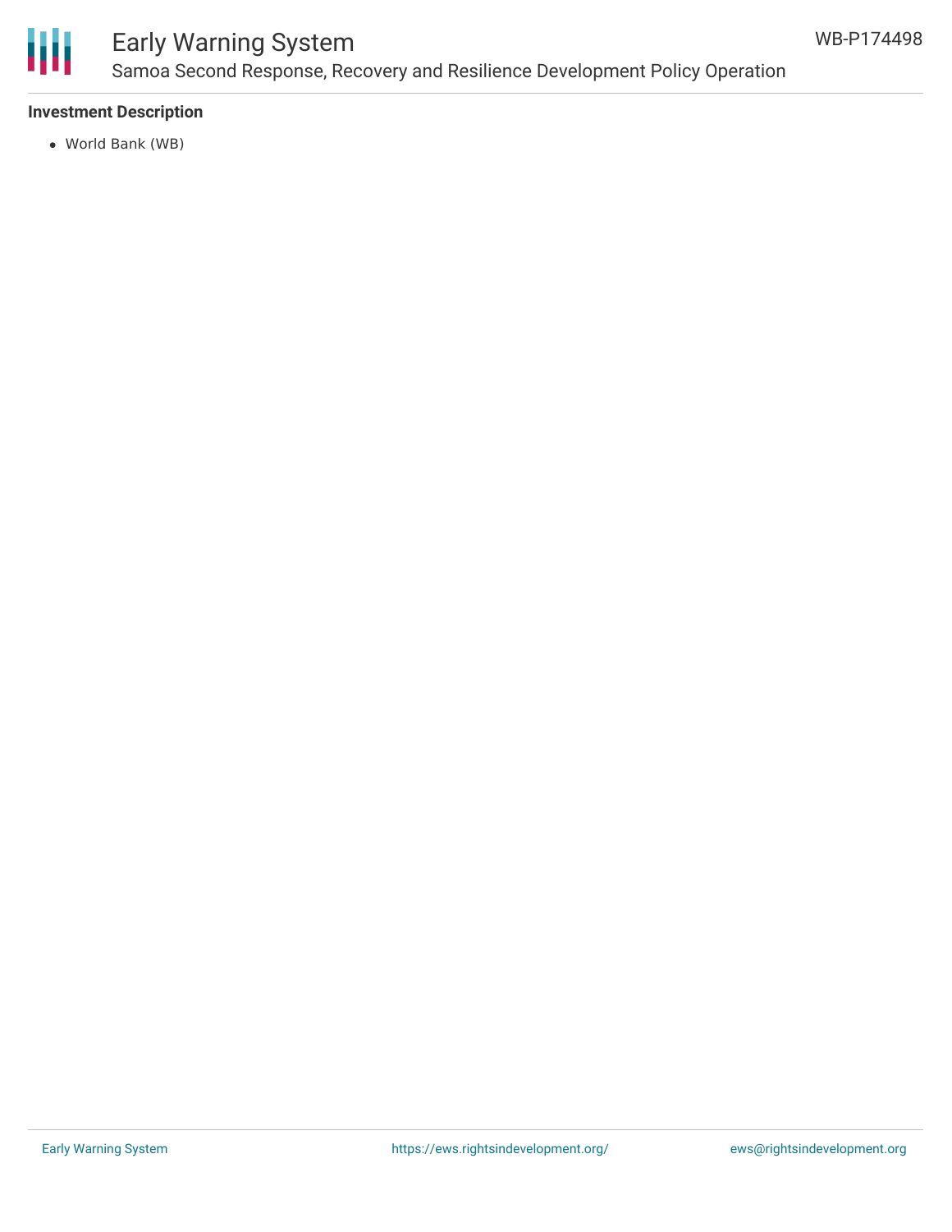**Investment Description**

- World Bank (WB)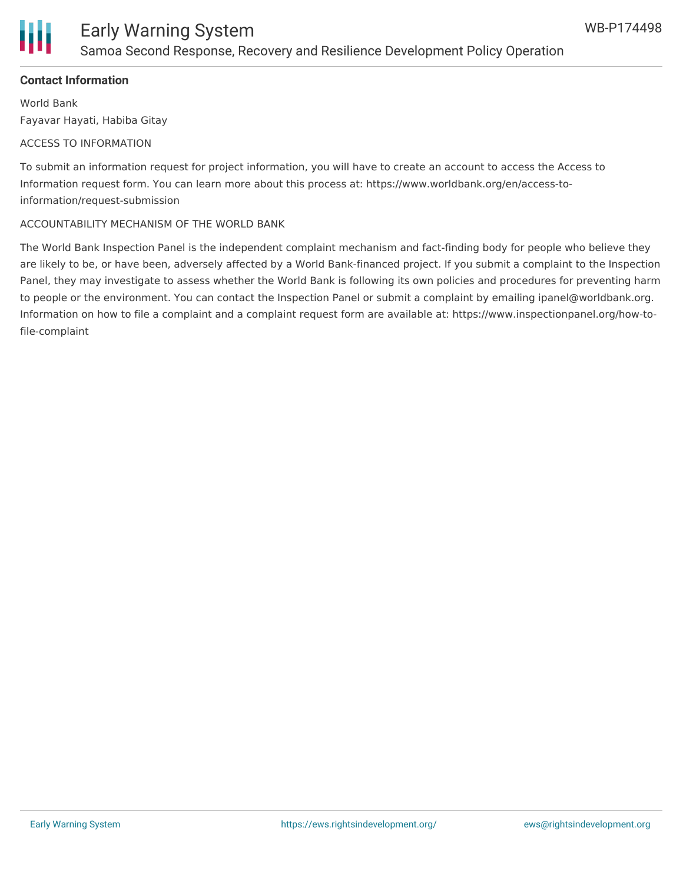**Contact Information**

World Bank

Fayavar Hayati, Habiba Gitay

ACCESS TO INFORMATION

To submit an information request for project information, you will have to create an account to access the Access to Information request form. You can learn more about this process at: https://www.worldbank.org/en/access-to-information/request-submission

ACCOUNTABILITY MECHANISM OF THE WORLD BANK

The World Bank Inspection Panel is the independent complaint mechanism and fact-finding body for people who believe they are likely to be, or have been, adversely affected by a World Bank-financed project. If you submit a complaint to the Inspection Panel, they may investigate to assess whether the World Bank is following its own policies and procedures for preventing harm to people or the environment. You can contact the Inspection Panel or submit a complaint by emailing ipanel@worldbank.org. Information on how to file a complaint and a complaint request form are available at: https://www.inspectionpanel.org/how-to-file-complaint